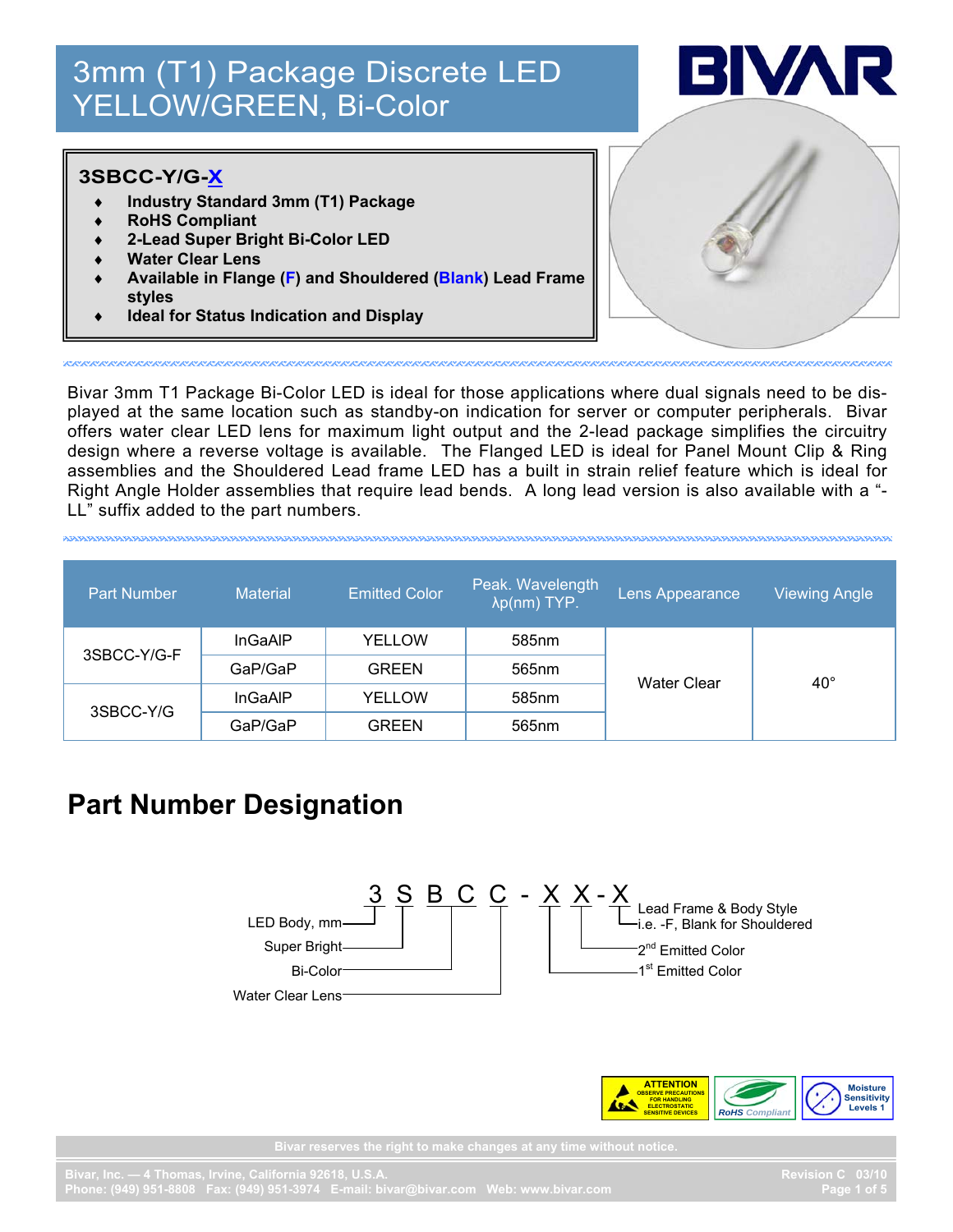# 3mm (T1) Package Discrete LED YELLOW/GREEN, Bi-Color

BIVAR

**3SBCC-Y/G-X**

- **Industry Standard 3mm (T1) Package**
- **RoHS Compliant**
- **2-Lead Super Bright Bi-Color LED**
- **Water Clear Lens**
- **Available in Flange (F) and Shouldered (Blank) Lead Frame styles**
- **Ideal for Status Indication and Display**

Bivar 3mm T1 Package Bi-Color LED is ideal for those applications where dual signals need to be displayed at the same location such as standby-on indication for server or computer peripherals. Bivar offers water clear LED lens for maximum light output and the 2-lead package simplifies the circuitry design where a reverse voltage is available. The Flanged LED is ideal for Panel Mount Clip & Ring assemblies and the Shouldered Lead frame LED has a built in strain relief feature which is ideal for Right Angle Holder assemblies that require lead bends. A long lead version is also available with a "-LL" suffix added to the part numbers.

| Part Number | Material | Emitted Color | Peak. Wavelength λp(nm) TYP. | Lens Appearance | Viewing Angle |
|---|---|---|---|---|---|
| 3SBCC-Y/G-F | InGaAlP | YELLOW | 585nm | Water Clear | 40° |
| | GaP/GaP | GREEN | 565nm | | |
| 3SBCC-Y/G | InGaAlP | YELLOW | 585nm | | |
| | GaP/GaP | GREEN | 565nm | | |

## Part Number Designation

3 S B C C - X X - X

- 3 — LED Body, mm
- S — Super Bright
- B — Bi-Color
- C — Water Clear Lens
- X — 1st Emitted Color
- X — 2nd Emitted Color
- X — Lead Frame & Body Style i.e. -F, Blank for Shouldered

ATTENTION OBSERVE PRECAUTIONS FOR HANDLING ELECTROSTATIC SENSITIVE DEVICES

RoHS Compliant

Moisture Sensitivity Levels 1

Bivar reserves the right to make changes at any time without notice.

Bivar, Inc. — 4 Thomas, Irvine, California 92618, U.S.A.
Phone: (949) 951-8808 Fax: (949) 951-3974 E-mail: bivar@bivar.com Web: www.bivar.com

Revision C 03/10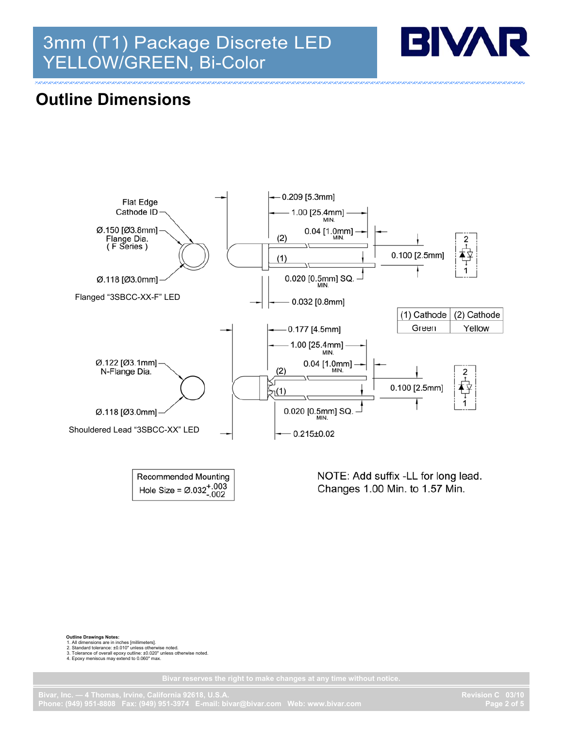# Outline Dimensions

Flat Edge Cathode ID

Ø.150 [Ø3.8mm] Flange Dia. ( F Series )

Ø.118 [Ø3.0mm]

Flanged "3SBCC-XX-F" LED

0.209 [5.3mm]

1.00 [25.4mm] MIN.

0.04 [1.0mm] MIN.

(2)

(1)

0.100 [2.5mm]

0.020 [0.5mm] SQ. MIN.

0.032 [0.8mm]

| (1) Cathode | (2) Cathode |
| --- | --- |
| Green | Yellow |

Ø.122 [Ø3.1mm] N-Flange Dia.

Ø.118 [Ø3.0mm]

Shouldered Lead "3SBCC-XX" LED

0.177 [4.5mm]

1.00 [25.4mm] MIN.

0.04 [1.0mm] MIN.

(2)

(1)

0.100 [2.5mm]

0.020 [0.5mm] SQ. MIN.

0.215±0.02

Recommended Mounting
Hole Size = $Ø.032^{+.003}_{-.002}$

NOTE: Add suffix -LL for long lead.
Changes 1.00 Min. to 1.57 Min.

**Outline Drawings Notes:**

1. All dimensions are in inches [millimeters].
2. Standard tolerance: ±0.010" unless otherwise noted.
3. Tolerance of overall epoxy outline: ±0.020" unless otherwise noted.
4. Epoxy meniscus may extend to 0.060" max.

Bivar reserves the right to make changes at any time without notice.

Bivar, Inc. — 4 Thomas, Irvine, California 92618, U.S.A.
Phone: (949) 951-8808 Fax: (949) 951-3974 E-mail: bivar@bivar.com Web: www.bivar.com

Revision C 03/10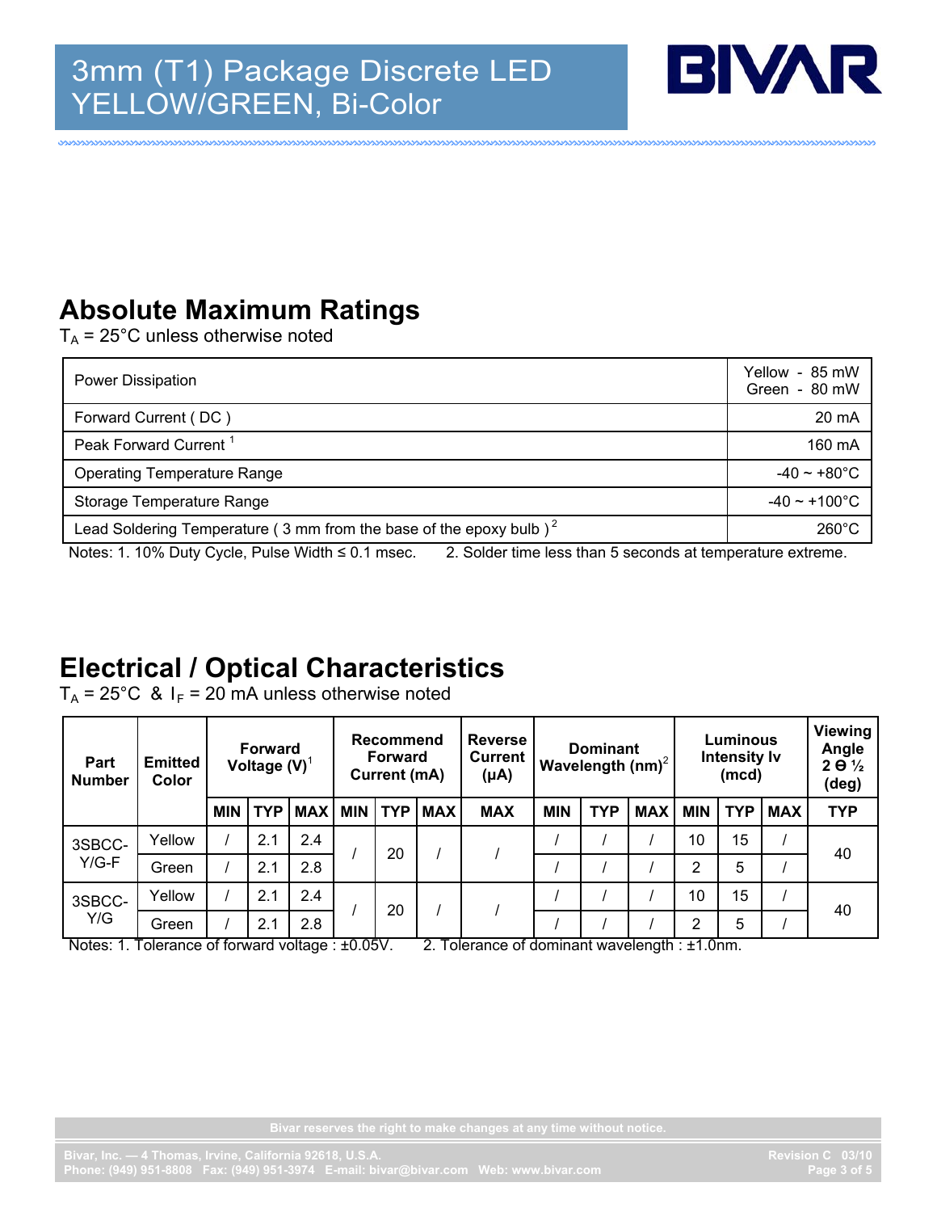## Absolute Maximum Ratings

$T_A$ = 25°C unless otherwise noted

| Parameter | Rating |
|---|---|
| Power Dissipation | Yellow - 85 mW<br>Green - 80 mW |
| Forward Current ( DC ) | 20 mA |
| Peak Forward Current [1] | 160 mA |
| Operating Temperature Range | -40 ~ +80°C |
| Storage Temperature Range | -40 ~ +100°C |
| Lead Soldering Temperature ( 3 mm from the base of the epoxy bulb ) [2] | 260°C |

Notes: 1. 10% Duty Cycle, Pulse Width ≤ 0.1 msec. 2. Solder time less than 5 seconds at temperature extreme.

## Electrical / Optical Characteristics

$T_A$ = 25°C & $I_F$ = 20 mA unless otherwise noted

| Part Number | Emitted Color | Forward Voltage (V)[1] | | | Recommend Forward Current (mA) | | | Reverse Current (μA) | Dominant Wavelength (nm)[2] | | | Luminous Intensity Iv (mcd) | | | Viewing Angle 2 Θ ½ (deg) |
|---|---|---|---|---|---|---|---|---|---|---|---|---|---|---|---|
| | | MIN | TYP | MAX | MIN | TYP | MAX | MAX | MIN | TYP | MAX | MIN | TYP | MAX | TYP |
| 3SBCC-Y/G-F | Yellow | / | 2.1 | 2.4 | / | 20 | / | / | / | / | / | 10 | 15 | / | 40 |
| | Green | / | 2.1 | 2.8 | | | | | / | / | / | 2 | 5 | / | |
| 3SBCC-Y/G | Yellow | / | 2.1 | 2.4 | / | 20 | / | / | / | / | / | 10 | 15 | / | 40 |
| | Green | / | 2.1 | 2.8 | | | | | / | / | / | 2 | 5 | / | |

Notes: 1. Tolerance of forward voltage : ±0.05V. 2. Tolerance of dominant wavelength : ±1.0nm.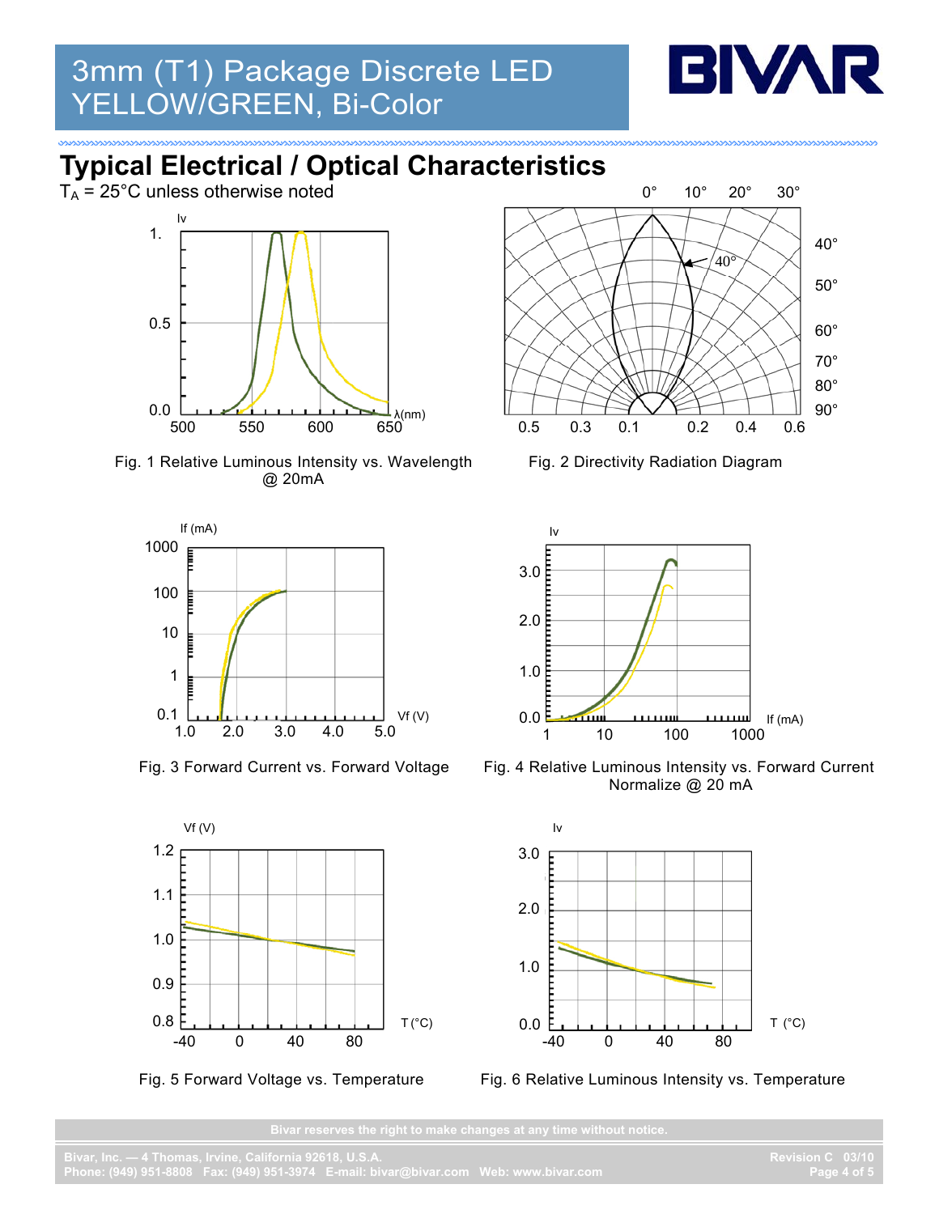# Typical Electrical / Optical Characteristics

$T_A$ = 25°C unless otherwise noted

Fig. 1 Relative Luminous Intensity vs. Wavelength @ 20mA

Fig. 2 Directivity Radiation Diagram

Fig. 3 Forward Current vs. Forward Voltage

Fig. 4 Relative Luminous Intensity vs. Forward Current Normalize @ 20 mA

Fig. 5 Forward Voltage vs. Temperature

Fig. 6 Relative Luminous Intensity vs. Temperature

Bivar reserves the right to make changes at any time without notice.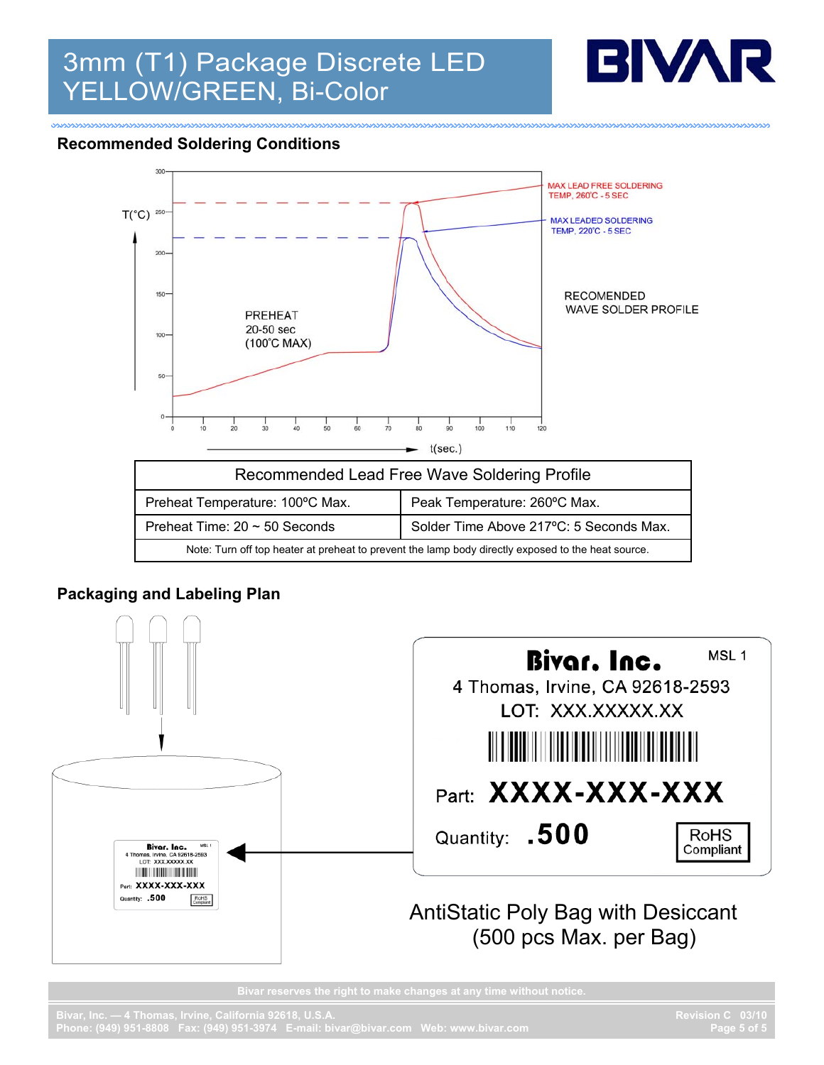# 3mm (T1) Package Discrete LED YELLOW/GREEN, Bi-Color

## Recommended Soldering Conditions

MAX LEAD FREE SOLDERING TEMP, 260˚C - 5 SEC

MAX LEADED SOLDERING TEMP, 220˚C - 5 SEC

RECOMENDED WAVE SOLDER PROFILE

PREHEAT 20-50 sec (100˚C MAX)

T(˚C)

t(sec.)

| Recommended Lead Free Wave Soldering Profile | |
|---|---|
| Preheat Temperature: 100ºC Max. | Peak Temperature: 260ºC Max. |
| Preheat Time: 20 ~ 50 Seconds | Solder Time Above 217ºC: 5 Seconds Max. |
| Note: Turn off top heater at preheat to prevent the lamp body directly exposed to the heat source. | |

## Packaging and Labeling Plan

**Bivar, Inc.** MSL 1

4 Thomas, Irvine, CA 92618-2593

LOT: XXX.XXXXX.XX

Part: **XXXX-XXX-XXX**

Quantity: **.500**

RoHS Compliant

AntiStatic Poly Bag with Desiccant (500 pcs Max. per Bag)

Bivar reserves the right to make changes at any time without notice.

Bivar, Inc. — 4 Thomas, Irvine, California 92618, U.S.A.
Phone: (949) 951-8808 Fax: (949) 951-3974 E-mail: bivar@bivar.com Web: www.bivar.com

Revision C 03/10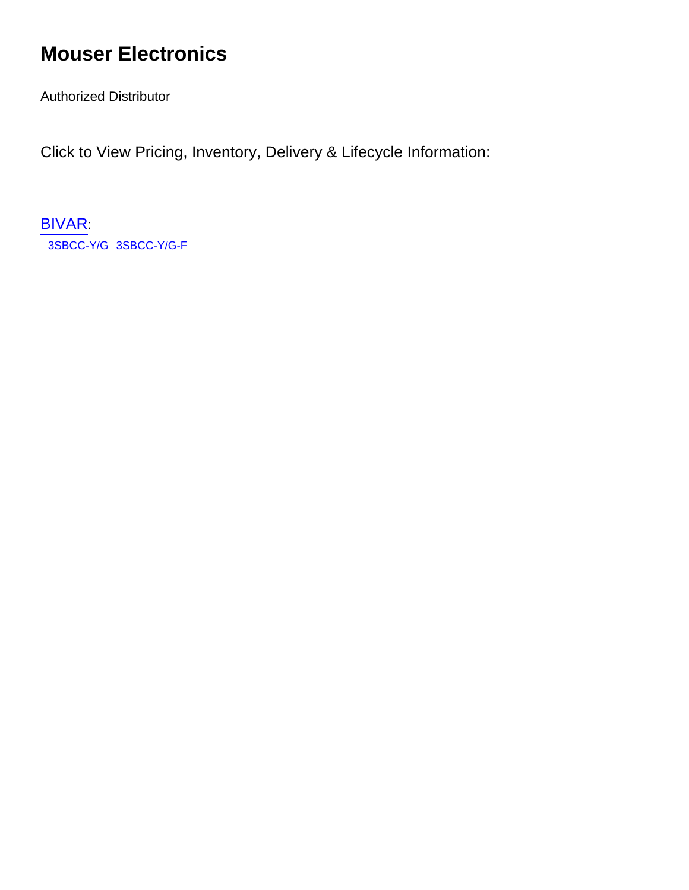# Mouser Electronics

Authorized Distributor

Click to View Pricing, Inventory, Delivery & Lifecycle Information:

BIVAR:

3SBCC-Y/G 3SBCC-Y/G-F